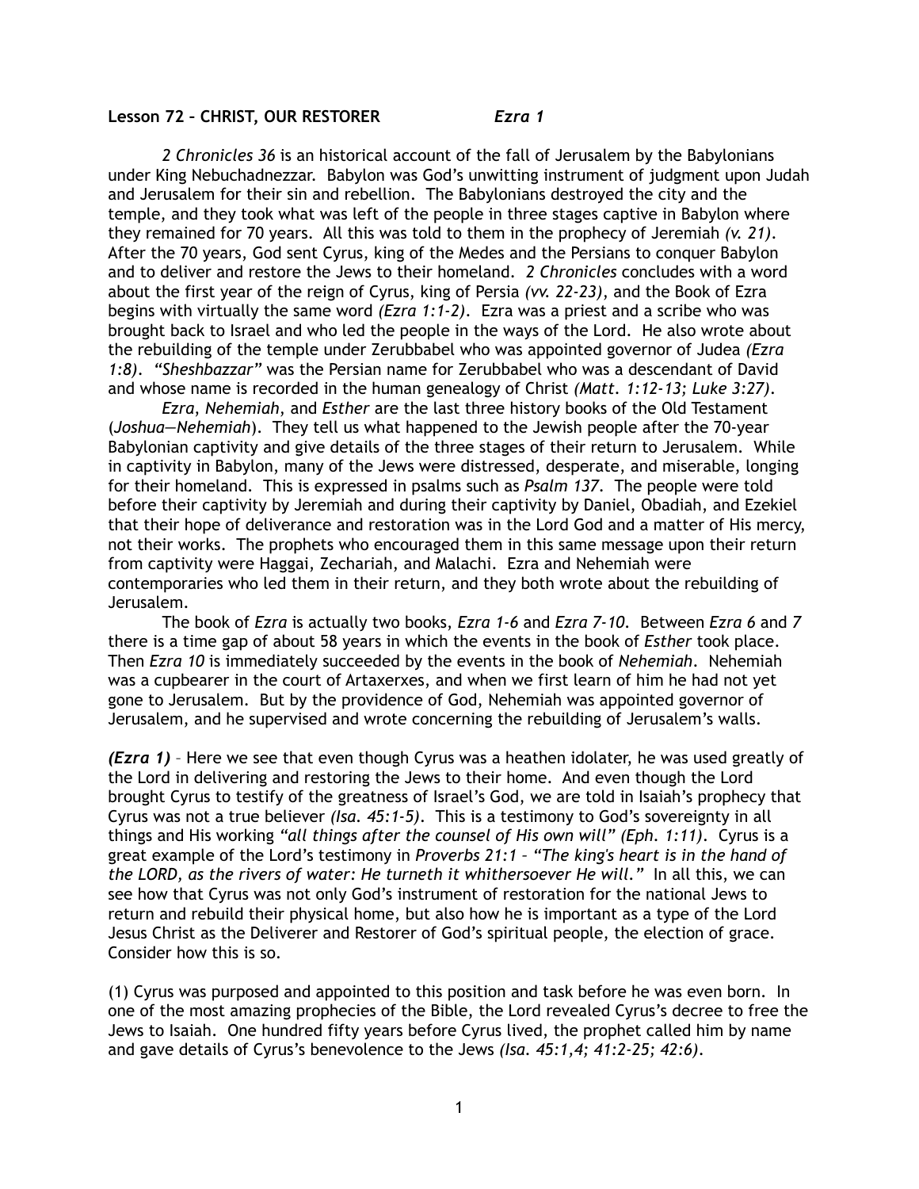**Lesson 72 – CHRIST, OUR RESTORER** *Ezra 1*

*2 Chronicles 36* is an historical account of the fall of Jerusalem by the Babylonians under King Nebuchadnezzar. Babylon was God's unwitting instrument of judgment upon Judah and Jerusalem for their sin and rebellion. The Babylonians destroyed the city and the temple, and they took what was left of the people in three stages captive in Babylon where they remained for 70 years. All this was told to them in the prophecy of Jeremiah *(v. 21)*. After the 70 years, God sent Cyrus, king of the Medes and the Persians to conquer Babylon and to deliver and restore the Jews to their homeland. *2 Chronicles* concludes with a word about the first year of the reign of Cyrus, king of Persia *(vv. 22-23)*, and the Book of Ezra begins with virtually the same word *(Ezra 1:1-2)*. Ezra was a priest and a scribe who was brought back to Israel and who led the people in the ways of the Lord. He also wrote about the rebuilding of the temple under Zerubbabel who was appointed governor of Judea *(Ezra 1:8)*. *"Sheshbazzar"* was the Persian name for Zerubbabel who was a descendant of David and whose name is recorded in the human genealogy of Christ *(Matt. 1:12-13; Luke 3:27)*.

*Ezra*, *Nehemiah*, and *Esther* are the last three history books of the Old Testament (*Joshua—Nehemiah*). They tell us what happened to the Jewish people after the 70-year Babylonian captivity and give details of the three stages of their return to Jerusalem. While in captivity in Babylon, many of the Jews were distressed, desperate, and miserable, longing for their homeland. This is expressed in psalms such as *Psalm 137*. The people were told before their captivity by Jeremiah and during their captivity by Daniel, Obadiah, and Ezekiel that their hope of deliverance and restoration was in the Lord God and a matter of His mercy, not their works. The prophets who encouraged them in this same message upon their return from captivity were Haggai, Zechariah, and Malachi. Ezra and Nehemiah were contemporaries who led them in their return, and they both wrote about the rebuilding of Jerusalem.

The book of *Ezra* is actually two books, *Ezra 1-6* and *Ezra 7-10*. Between *Ezra 6* and *7* there is a time gap of about 58 years in which the events in the book of *Esther* took place. Then *Ezra 10* is immediately succeeded by the events in the book of *Nehemiah*. Nehemiah was a cupbearer in the court of Artaxerxes, and when we first learn of him he had not yet gone to Jerusalem. But by the providence of God, Nehemiah was appointed governor of Jerusalem, and he supervised and wrote concerning the rebuilding of Jerusalem's walls.

***(Ezra 1)*** – Here we see that even though Cyrus was a heathen idolater, he was used greatly of the Lord in delivering and restoring the Jews to their home. And even though the Lord brought Cyrus to testify of the greatness of Israel's God, we are told in Isaiah's prophecy that Cyrus was not a true believer *(Isa. 45:1-5)*. This is a testimony to God's sovereignty in all things and His working *"all things after the counsel of His own will" (Eph. 1:11)*. Cyrus is a great example of the Lord's testimony in *Proverbs 21:1 – "The king's heart is in the hand of the LORD, as the rivers of water: He turneth it whithersoever He will."* In all this, we can see how that Cyrus was not only God's instrument of restoration for the national Jews to return and rebuild their physical home, but also how he is important as a type of the Lord Jesus Christ as the Deliverer and Restorer of God's spiritual people, the election of grace. Consider how this is so.

(1) Cyrus was purposed and appointed to this position and task before he was even born. In one of the most amazing prophecies of the Bible, the Lord revealed Cyrus's decree to free the Jews to Isaiah. One hundred fifty years before Cyrus lived, the prophet called him by name and gave details of Cyrus's benevolence to the Jews *(Isa. 45:1,4; 41:2-25; 42:6)*.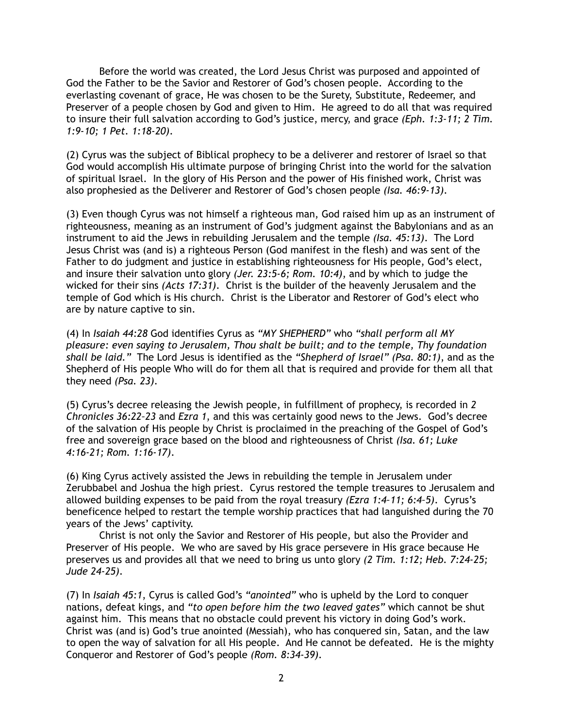Before the world was created, the Lord Jesus Christ was purposed and appointed of God the Father to be the Savior and Restorer of God's chosen people. According to the everlasting covenant of grace, He was chosen to be the Surety, Substitute, Redeemer, and Preserver of a people chosen by God and given to Him. He agreed to do all that was required to insure their full salvation according to God's justice, mercy, and grace *(Eph. 1:3-11; 2 Tim. 1:9-10; 1 Pet. 1:18-20)*.

(2) Cyrus was the subject of Biblical prophecy to be a deliverer and restorer of Israel so that God would accomplish His ultimate purpose of bringing Christ into the world for the salvation of spiritual Israel. In the glory of His Person and the power of His finished work, Christ was also prophesied as the Deliverer and Restorer of God's chosen people *(Isa. 46:9-13)*.

(3) Even though Cyrus was not himself a righteous man, God raised him up as an instrument of righteousness, meaning as an instrument of God's judgment against the Babylonians and as an instrument to aid the Jews in rebuilding Jerusalem and the temple *(Isa. 45:13)*. The Lord Jesus Christ was (and is) a righteous Person (God manifest in the flesh) and was sent of the Father to do judgment and justice in establishing righteousness for His people, God's elect, and insure their salvation unto glory *(Jer. 23:5-6; Rom. 10:4)*, and by which to judge the wicked for their sins *(Acts 17:31)*. Christ is the builder of the heavenly Jerusalem and the temple of God which is His church. Christ is the Liberator and Restorer of God's elect who are by nature captive to sin.

(4) In *Isaiah 44:28* God identifies Cyrus as *"MY SHEPHERD"* who *"shall perform all MY pleasure: even saying to Jerusalem, Thou shalt be built; and to the temple, Thy foundation shall be laid."* The Lord Jesus is identified as the *"Shepherd of Israel" (Psa. 80:1)*, and as the Shepherd of His people Who will do for them all that is required and provide for them all that they need *(Psa. 23)*.

(5) Cyrus's decree releasing the Jewish people, in fulfillment of prophecy, is recorded in *2 Chronicles 36:22-23* and *Ezra 1*, and this was certainly good news to the Jews. God's decree of the salvation of His people by Christ is proclaimed in the preaching of the Gospel of God's free and sovereign grace based on the blood and righteousness of Christ *(Isa. 61; Luke 4:16-21; Rom. 1:16-17)*.

(6) King Cyrus actively assisted the Jews in rebuilding the temple in Jerusalem under Zerubbabel and Joshua the high priest. Cyrus restored the temple treasures to Jerusalem and allowed building expenses to be paid from the royal treasury *(Ezra 1:4-11; 6:4-5)*. Cyrus's beneficence helped to restart the temple worship practices that had languished during the 70 years of the Jews' captivity.

Christ is not only the Savior and Restorer of His people, but also the Provider and Preserver of His people. We who are saved by His grace persevere in His grace because He preserves us and provides all that we need to bring us unto glory *(2 Tim. 1:12; Heb. 7:24-25; Jude 24-25)*.

(7) In *Isaiah 45:1*, Cyrus is called God's *"anointed"* who is upheld by the Lord to conquer nations, defeat kings, and *"to open before him the two leaved gates"* which cannot be shut against him. This means that no obstacle could prevent his victory in doing God's work. Christ was (and is) God's true anointed (Messiah), who has conquered sin, Satan, and the law to open the way of salvation for all His people. And He cannot be defeated. He is the mighty Conqueror and Restorer of God's people *(Rom. 8:34-39)*.